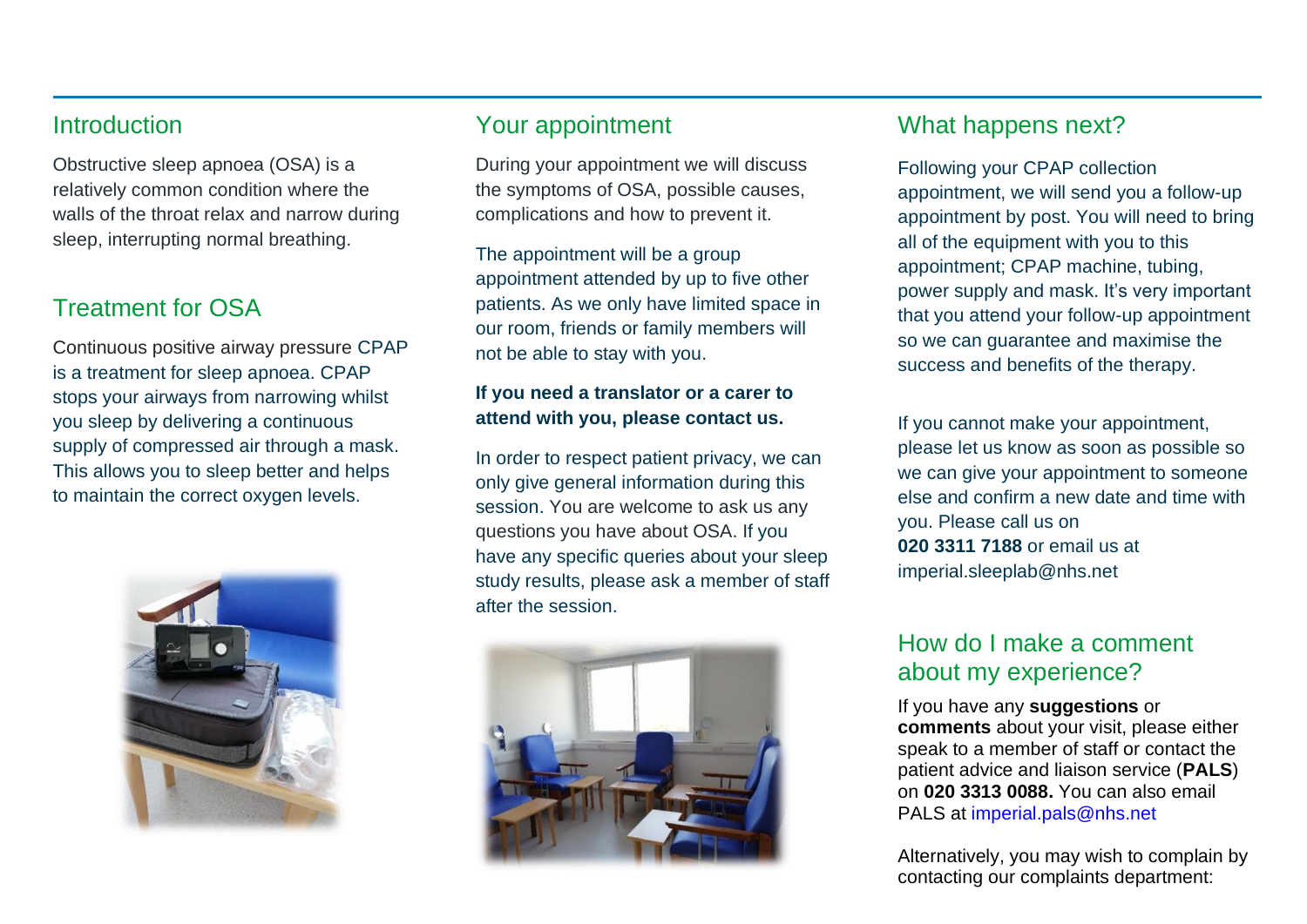## Introduction

Obstructive sleep apnoea (OSA) is a relatively common condition where the walls of the throat relax and narrow during sleep, interrupting normal breathing.

## Treatment for OSA

Continuous positive airway pressure CPAP is a treatment for sleep apnoea. CPAP stops your airways from narrowing whilst you sleep by delivering a continuous supply of compressed air through a mask. This allows you to sleep better and helps to maintain the correct oxygen levels.

## Your appointment

During your appointment we will discuss the symptoms of OSA, possible causes, complications and how to prevent it.

The appointment will be a group appointment attended by up to five other patients. As we only have limited space in our room, friends or family members will not be able to stay with you.

**If you need a translator or a carer to attend with you, please contact us.**

In order to respect patient privacy, we can only give general information during this session. You are welcome to ask us any questions you have about OSA. If you have any specific queries about your sleep study results, please ask a member of staff after the session.

## What happens next?

Following your CPAP collection appointment, we will send you a follow-up appointment by post. You will need to bring all of the equipment with you to this appointment; CPAP machine, tubing, power supply and mask. It's very important that you attend your follow-up appointment so we can guarantee and maximise the success and benefits of the therapy.

If you cannot make your appointment, please let us know as soon as possible so we can give your appointment to someone else and confirm a new date and time with you. Please call us on **020 3311 7188** or email us at imperial.sleeplab@nhs.net

## How do I make a comment about my experience?

If you have any **suggestions** or **comments** about your visit, please either speak to a member of staff or contact the patient advice and liaison service (**PALS**) on **020 3313 0088.** You can also email PALS at imperial.pals@nhs.net

Alternatively, you may wish to complain by contacting our complaints department: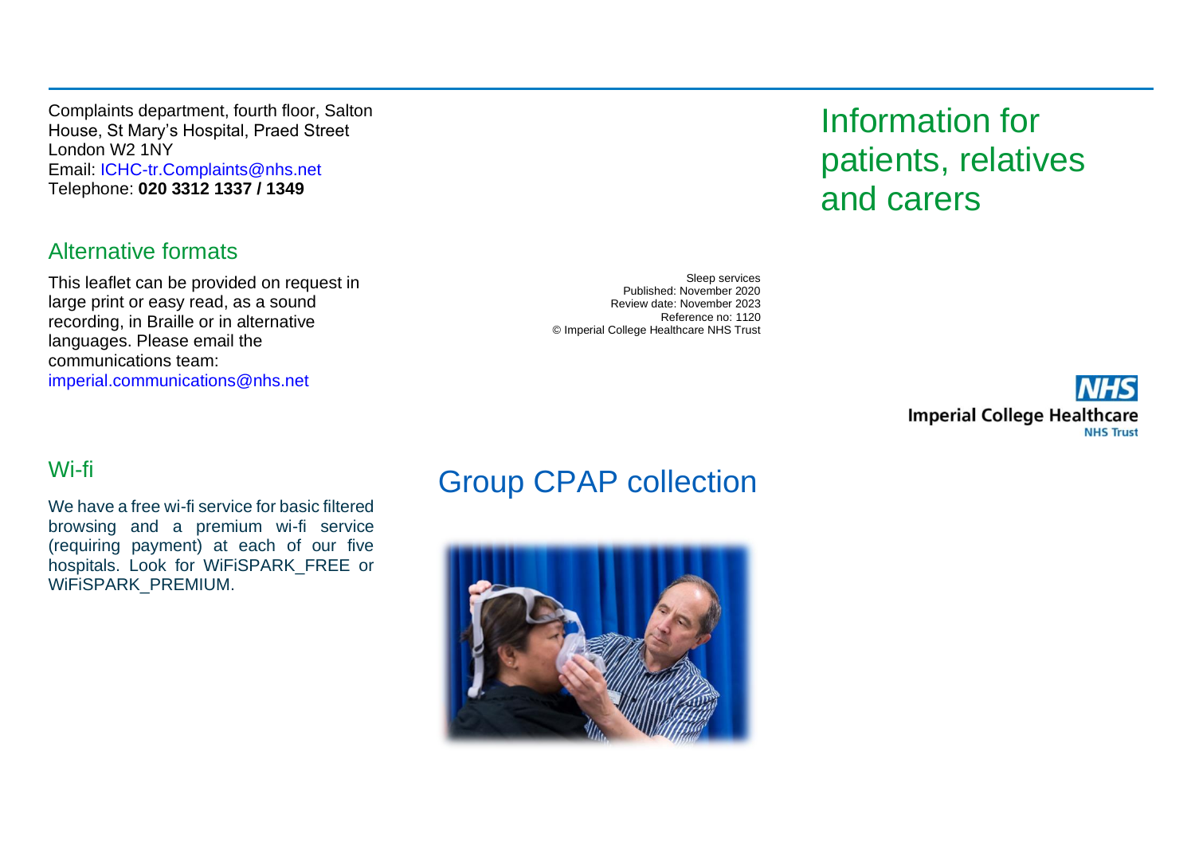Complaints department, fourth floor, Salton House, St Mary's Hospital, Praed Street London W2 1NY
Email: ICHC-tr.Complaints@nhs.net
Telephone: **020 3312 1337 / 1349**

## Alternative formats

This leaflet can be provided on request in large print or easy read, as a sound recording, in Braille or in alternative languages. Please email the communications team: imperial.communications@nhs.net

## Wi-fi

We have a free wi-fi service for basic filtered browsing and a premium wi-fi service (requiring payment) at each of our five hospitals. Look for WiFiSPARK_FREE or WiFiSPARK_PREMIUM.

Sleep services
Published: November 2020
Review date: November 2023
Reference no: 1120
© Imperial College Healthcare NHS Trust

# Group CPAP collection

# Information for patients, relatives and carers

NHS
Imperial College Healthcare
NHS Trust